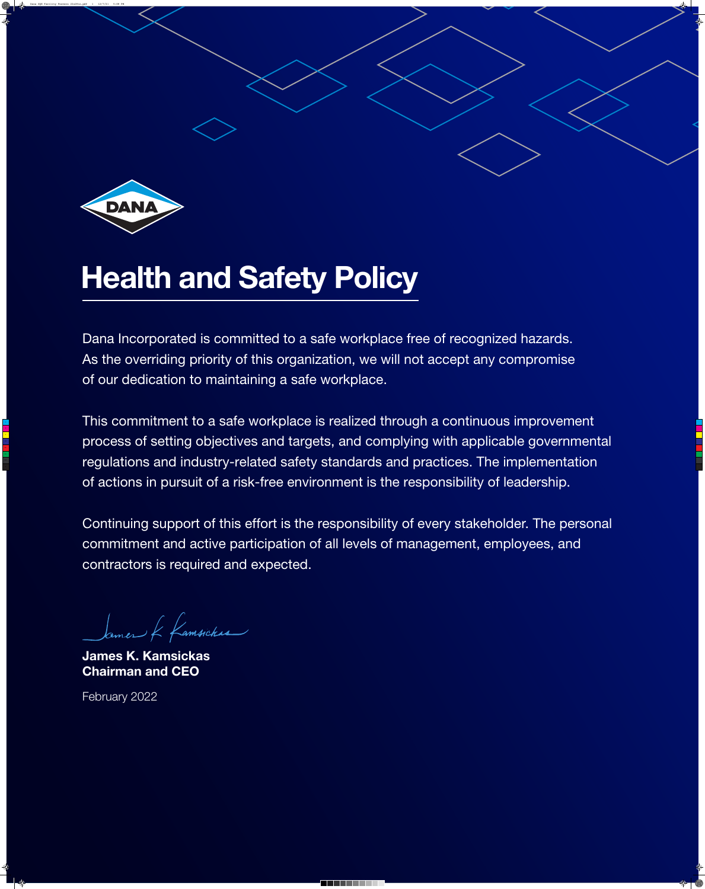# Health and Safety Policy

Dana Incorporated is committed to a safe workplace free of recognized hazards. As the overriding priority of this organization, we will not accept any compromise of our dedication to maintaining a safe workplace.

This commitment to a safe workplace is realized through a continuous improvement process of setting objectives and targets, and complying with applicable governmental regulations and industry-related safety standards and practices. The implementation of actions in pursuit of a risk-free environment is the responsibility of leadership.

Continuing support of this effort is the responsibility of every stakeholder. The personal commitment and active participation of all levels of management, employees, and contractors is required and expected.

**James K. Kamsickas**
**Chairman and CEO**

February 2022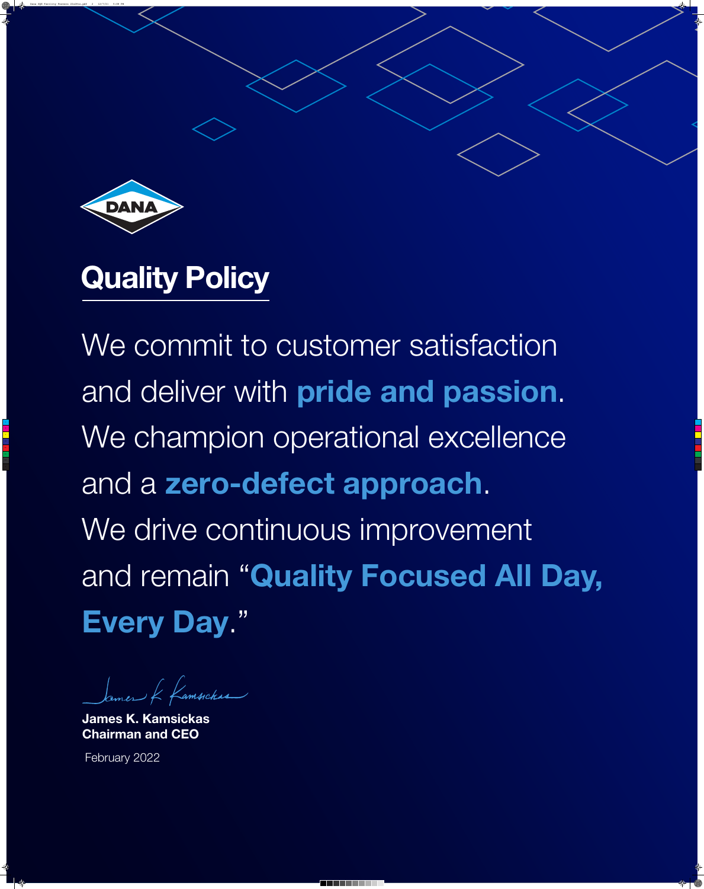DANA

# Quality Policy

We commit to customer satisfaction and deliver with **pride and passion**. We champion operational excellence and a **zero-defect approach**. We drive continuous improvement and remain "**Quality Focused All Day, Every Day**."

**James K. Kamsickas**
**Chairman and CEO**

February 2022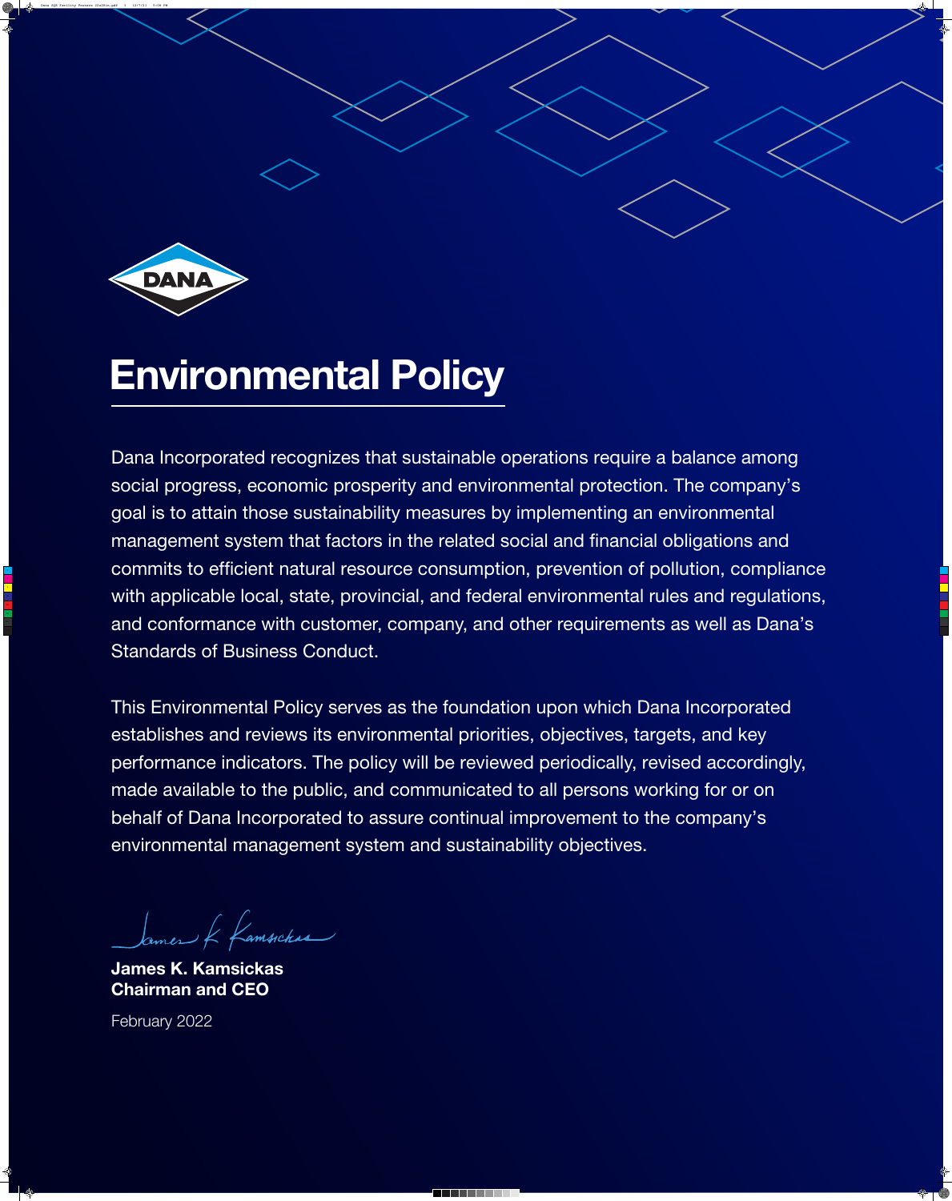DANA

# Environmental Policy

Dana Incorporated recognizes that sustainable operations require a balance among social progress, economic prosperity and environmental protection. The company's goal is to attain those sustainability measures by implementing an environmental management system that factors in the related social and financial obligations and commits to efficient natural resource consumption, prevention of pollution, compliance with applicable local, state, provincial, and federal environmental rules and regulations, and conformance with customer, company, and other requirements as well as Dana's Standards of Business Conduct.

This Environmental Policy serves as the foundation upon which Dana Incorporated establishes and reviews its environmental priorities, objectives, targets, and key performance indicators. The policy will be reviewed periodically, revised accordingly, made available to the public, and communicated to all persons working for or on behalf of Dana Incorporated to assure continual improvement to the company's environmental management system and sustainability objectives.

**James K. Kamsickas**
**Chairman and CEO**

February 2022